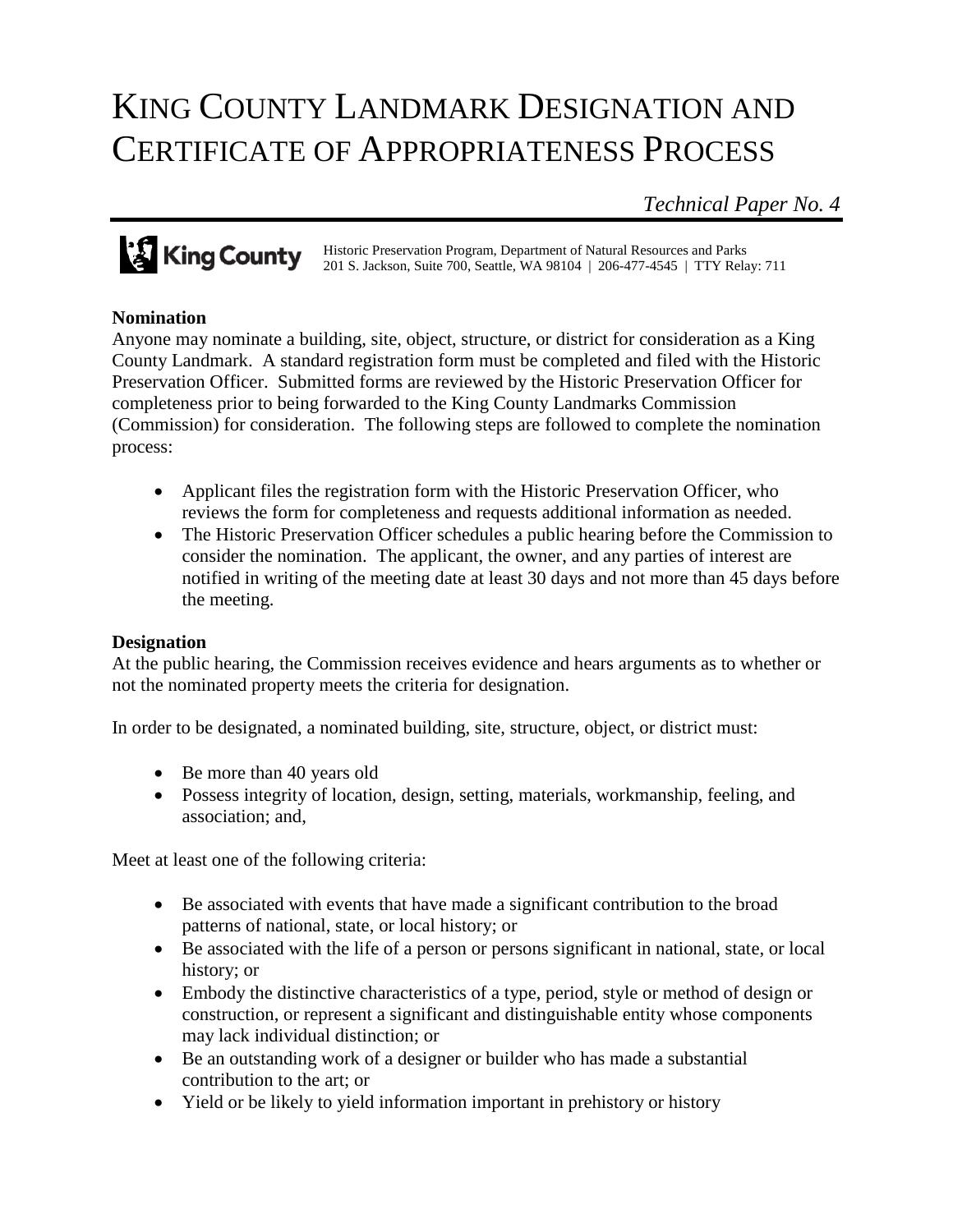# King County Landmark Designation and Certificate of Appropriateness Process

*Technical Paper No. 4*

King County

Historic Preservation Program, Department of Natural Resources and Parks
201 S. Jackson, Suite 700, Seattle, WA 98104 | 206-477-4545 | TTY Relay: 711

**Nomination**

Anyone may nominate a building, site, object, structure, or district for consideration as a King County Landmark. A standard registration form must be completed and filed with the Historic Preservation Officer. Submitted forms are reviewed by the Historic Preservation Officer for completeness prior to being forwarded to the King County Landmarks Commission (Commission) for consideration. The following steps are followed to complete the nomination process:

- Applicant files the registration form with the Historic Preservation Officer, who reviews the form for completeness and requests additional information as needed.
- The Historic Preservation Officer schedules a public hearing before the Commission to consider the nomination. The applicant, the owner, and any parties of interest are notified in writing of the meeting date at least 30 days and not more than 45 days before the meeting.

**Designation**

At the public hearing, the Commission receives evidence and hears arguments as to whether or not the nominated property meets the criteria for designation.

In order to be designated, a nominated building, site, structure, object, or district must:

- Be more than 40 years old
- Possess integrity of location, design, setting, materials, workmanship, feeling, and association; and,

Meet at least one of the following criteria:

- Be associated with events that have made a significant contribution to the broad patterns of national, state, or local history; or
- Be associated with the life of a person or persons significant in national, state, or local history; or
- Embody the distinctive characteristics of a type, period, style or method of design or construction, or represent a significant and distinguishable entity whose components may lack individual distinction; or
- Be an outstanding work of a designer or builder who has made a substantial contribution to the art; or
- Yield or be likely to yield information important in prehistory or history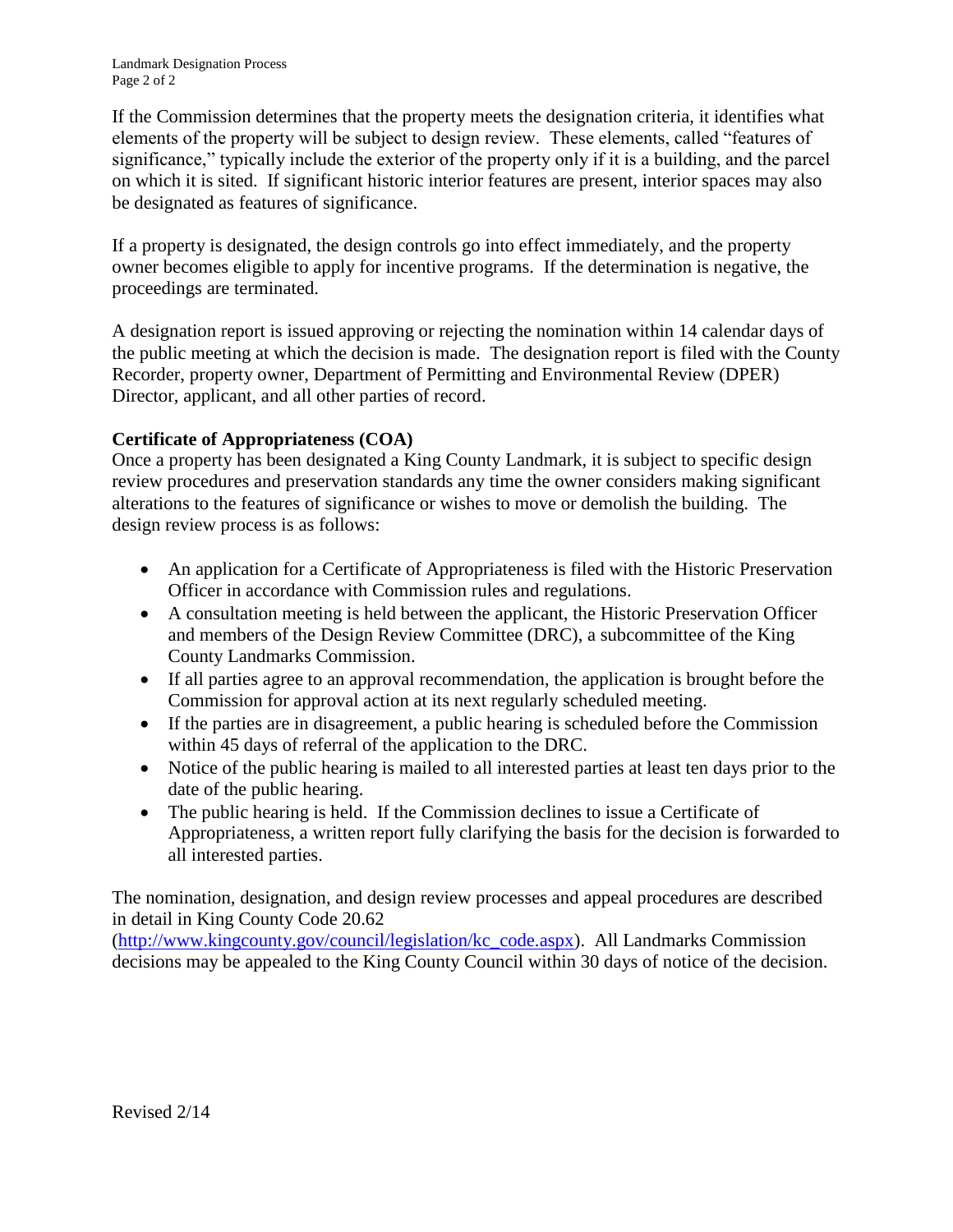If the Commission determines that the property meets the designation criteria, it identifies what elements of the property will be subject to design review. These elements, called "features of significance," typically include the exterior of the property only if it is a building, and the parcel on which it is sited. If significant historic interior features are present, interior spaces may also be designated as features of significance.

If a property is designated, the design controls go into effect immediately, and the property owner becomes eligible to apply for incentive programs. If the determination is negative, the proceedings are terminated.

A designation report is issued approving or rejecting the nomination within 14 calendar days of the public meeting at which the decision is made. The designation report is filed with the County Recorder, property owner, Department of Permitting and Environmental Review (DPER) Director, applicant, and all other parties of record.

**Certificate of Appropriateness (COA)**

Once a property has been designated a King County Landmark, it is subject to specific design review procedures and preservation standards any time the owner considers making significant alterations to the features of significance or wishes to move or demolish the building. The design review process is as follows:

- An application for a Certificate of Appropriateness is filed with the Historic Preservation Officer in accordance with Commission rules and regulations.
- A consultation meeting is held between the applicant, the Historic Preservation Officer and members of the Design Review Committee (DRC), a subcommittee of the King County Landmarks Commission.
- If all parties agree to an approval recommendation, the application is brought before the Commission for approval action at its next regularly scheduled meeting.
- If the parties are in disagreement, a public hearing is scheduled before the Commission within 45 days of referral of the application to the DRC.
- Notice of the public hearing is mailed to all interested parties at least ten days prior to the date of the public hearing.
- The public hearing is held. If the Commission declines to issue a Certificate of Appropriateness, a written report fully clarifying the basis for the decision is forwarded to all interested parties.

The nomination, designation, and design review processes and appeal procedures are described in detail in King County Code 20.62 (http://www.kingcounty.gov/council/legislation/kc_code.aspx). All Landmarks Commission decisions may be appealed to the King County Council within 30 days of notice of the decision.

Revised 2/14